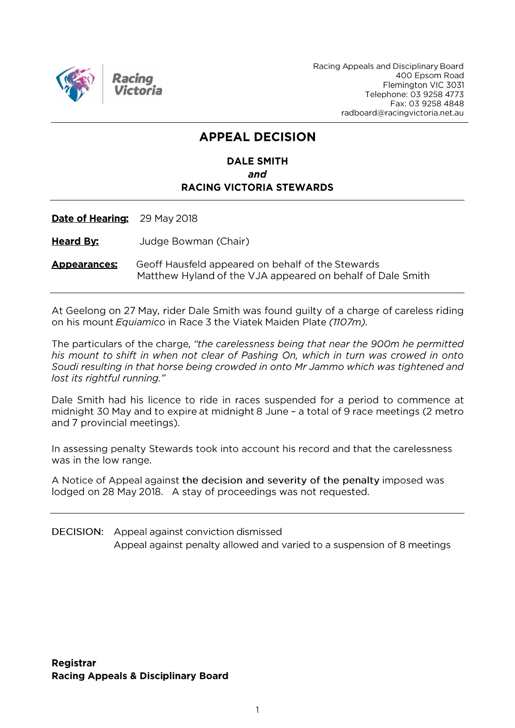Racing Appeals and Disciplinary Board
400 Epsom Road
Flemington VIC 3031
Telephone: 03 9258 4773
Fax: 03 9258 4848
radboard@racingvictoria.net.au

# APPEAL DECISION

**DALE SMITH**
***and***
**RACING VICTORIA STEWARDS**

**Date of Hearing:** 29 May 2018

**Heard By:** Judge Bowman (Chair)

**Appearances:** Geoff Hausfeld appeared on behalf of the Stewards
Matthew Hyland of the VJA appeared on behalf of Dale Smith

At Geelong on 27 May, rider Dale Smith was found guilty of a charge of careless riding on his mount *Equiamico* in Race 3 the Viatek Maiden Plate *(1107m).*

The particulars of the charge, *"the carelessness being that near the 900m he permitted his mount to shift in when not clear of Pashing On, which in turn was crowed in onto Soudi resulting in that horse being crowded in onto Mr Jammo which was tightened and lost its rightful running."*

Dale Smith had his licence to ride in races suspended for a period to commence at midnight 30 May and to expire at midnight 8 June – a total of 9 race meetings (2 metro and 7 provincial meetings).

In assessing penalty Stewards took into account his record and that the carelessness was in the low range.

A Notice of Appeal against the decision and severity of the penalty imposed was lodged on 28 May 2018. A stay of proceedings was not requested.

DECISION: Appeal against conviction dismissed
Appeal against penalty allowed and varied to a suspension of 8 meetings

**Registrar**
**Racing Appeals & Disciplinary Board**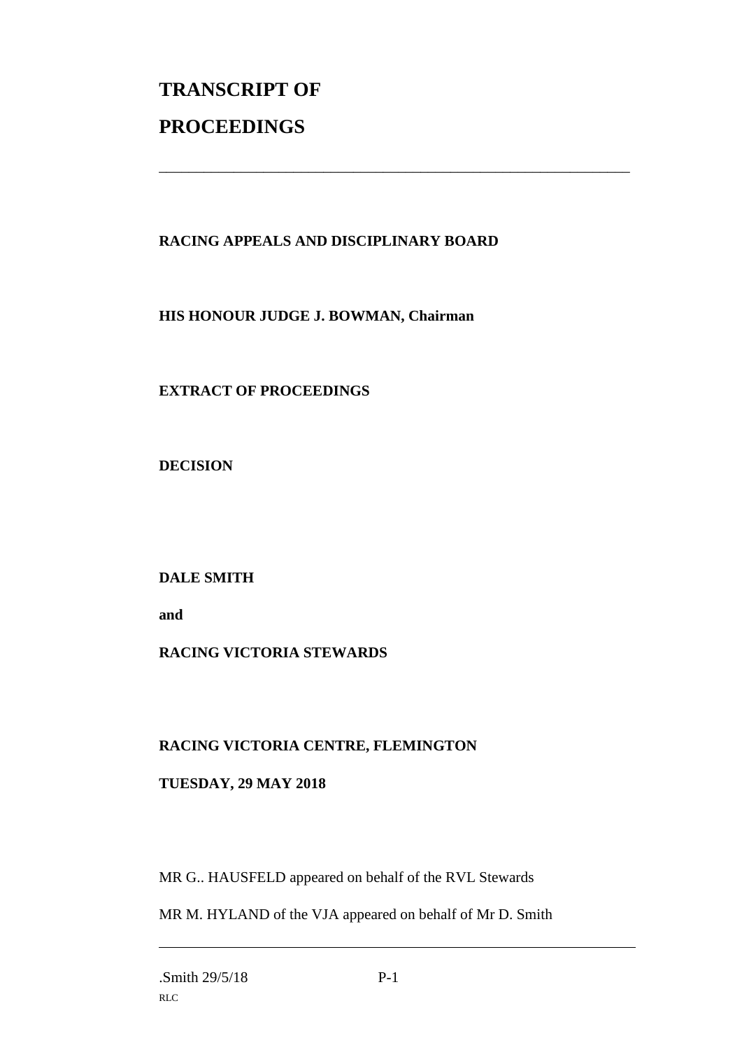# TRANSCRIPT OF PROCEEDINGS

---

**RACING APPEALS AND DISCIPLINARY BOARD**

**HIS HONOUR JUDGE J. BOWMAN, Chairman**

**EXTRACT OF PROCEEDINGS**

**DECISION**

**DALE SMITH**

**and**

**RACING VICTORIA STEWARDS**

**RACING VICTORIA CENTRE, FLEMINGTON**

**TUESDAY, 29 MAY 2018**

MR G.. HAUSFELD appeared on behalf of the RVL Stewards

MR M. HYLAND of the VJA appeared on behalf of Mr D. Smith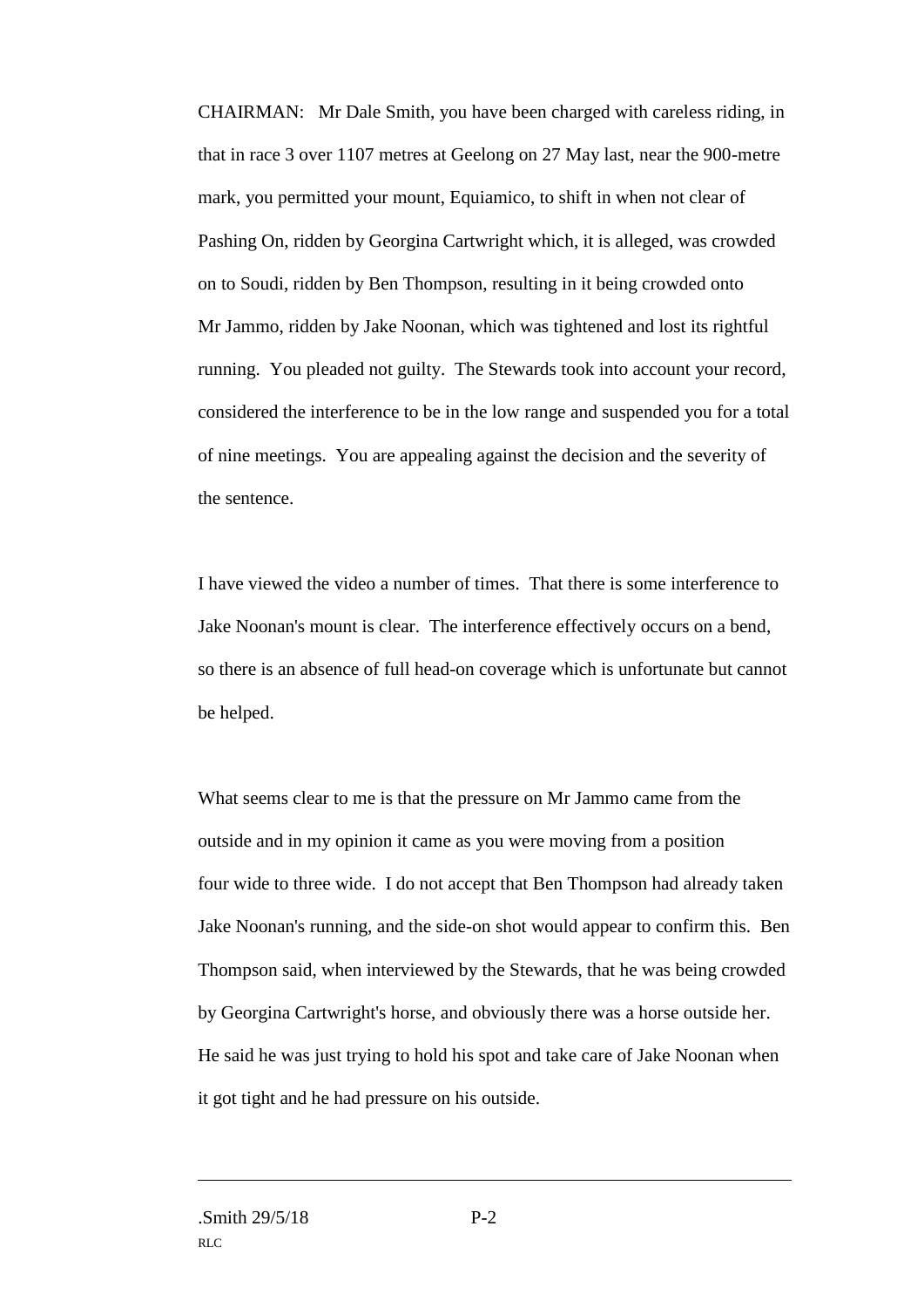CHAIRMAN: Mr Dale Smith, you have been charged with careless riding, in that in race 3 over 1107 metres at Geelong on 27 May last, near the 900-metre mark, you permitted your mount, Equiamico, to shift in when not clear of Pashing On, ridden by Georgina Cartwright which, it is alleged, was crowded on to Soudi, ridden by Ben Thompson, resulting in it being crowded onto Mr Jammo, ridden by Jake Noonan, which was tightened and lost its rightful running. You pleaded not guilty. The Stewards took into account your record, considered the interference to be in the low range and suspended you for a total of nine meetings. You are appealing against the decision and the severity of the sentence.

I have viewed the video a number of times. That there is some interference to Jake Noonan's mount is clear. The interference effectively occurs on a bend, so there is an absence of full head-on coverage which is unfortunate but cannot be helped.

What seems clear to me is that the pressure on Mr Jammo came from the outside and in my opinion it came as you were moving from a position four wide to three wide. I do not accept that Ben Thompson had already taken Jake Noonan's running, and the side-on shot would appear to confirm this. Ben Thompson said, when interviewed by the Stewards, that he was being crowded by Georgina Cartwright's horse, and obviously there was a horse outside her. He said he was just trying to hold his spot and take care of Jake Noonan when it got tight and he had pressure on his outside.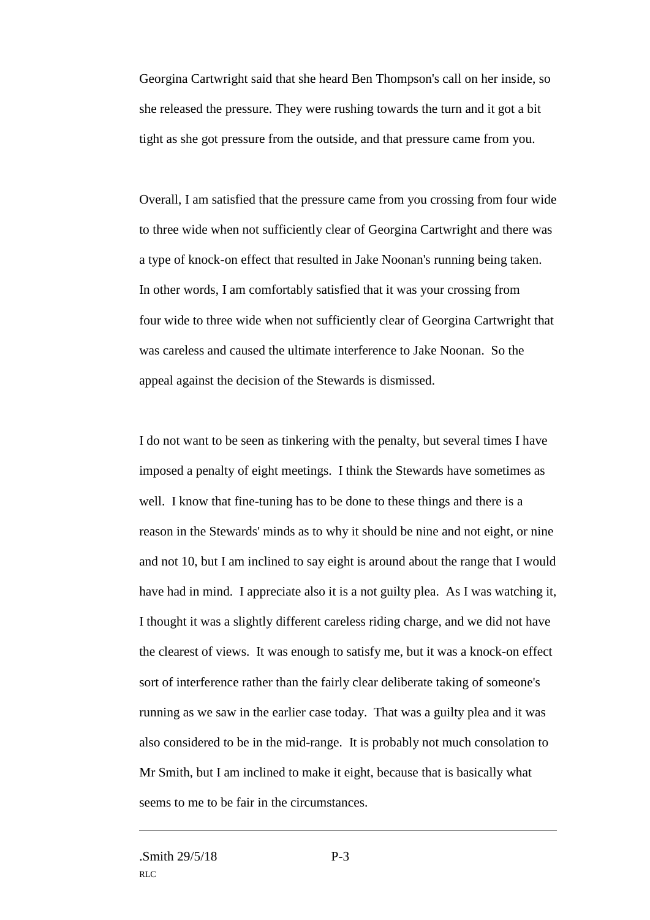Georgina Cartwright said that she heard Ben Thompson's call on her inside, so she released the pressure. They were rushing towards the turn and it got a bit tight as she got pressure from the outside, and that pressure came from you.

Overall, I am satisfied that the pressure came from you crossing from four wide to three wide when not sufficiently clear of Georgina Cartwright and there was a type of knock-on effect that resulted in Jake Noonan's running being taken. In other words, I am comfortably satisfied that it was your crossing from four wide to three wide when not sufficiently clear of Georgina Cartwright that was careless and caused the ultimate interference to Jake Noonan. So the appeal against the decision of the Stewards is dismissed.

I do not want to be seen as tinkering with the penalty, but several times I have imposed a penalty of eight meetings. I think the Stewards have sometimes as well. I know that fine-tuning has to be done to these things and there is a reason in the Stewards' minds as to why it should be nine and not eight, or nine and not 10, but I am inclined to say eight is around about the range that I would have had in mind. I appreciate also it is a not guilty plea. As I was watching it, I thought it was a slightly different careless riding charge, and we did not have the clearest of views. It was enough to satisfy me, but it was a knock-on effect sort of interference rather than the fairly clear deliberate taking of someone's running as we saw in the earlier case today. That was a guilty plea and it was also considered to be in the mid-range. It is probably not much consolation to Mr Smith, but I am inclined to make it eight, because that is basically what seems to me to be fair in the circumstances.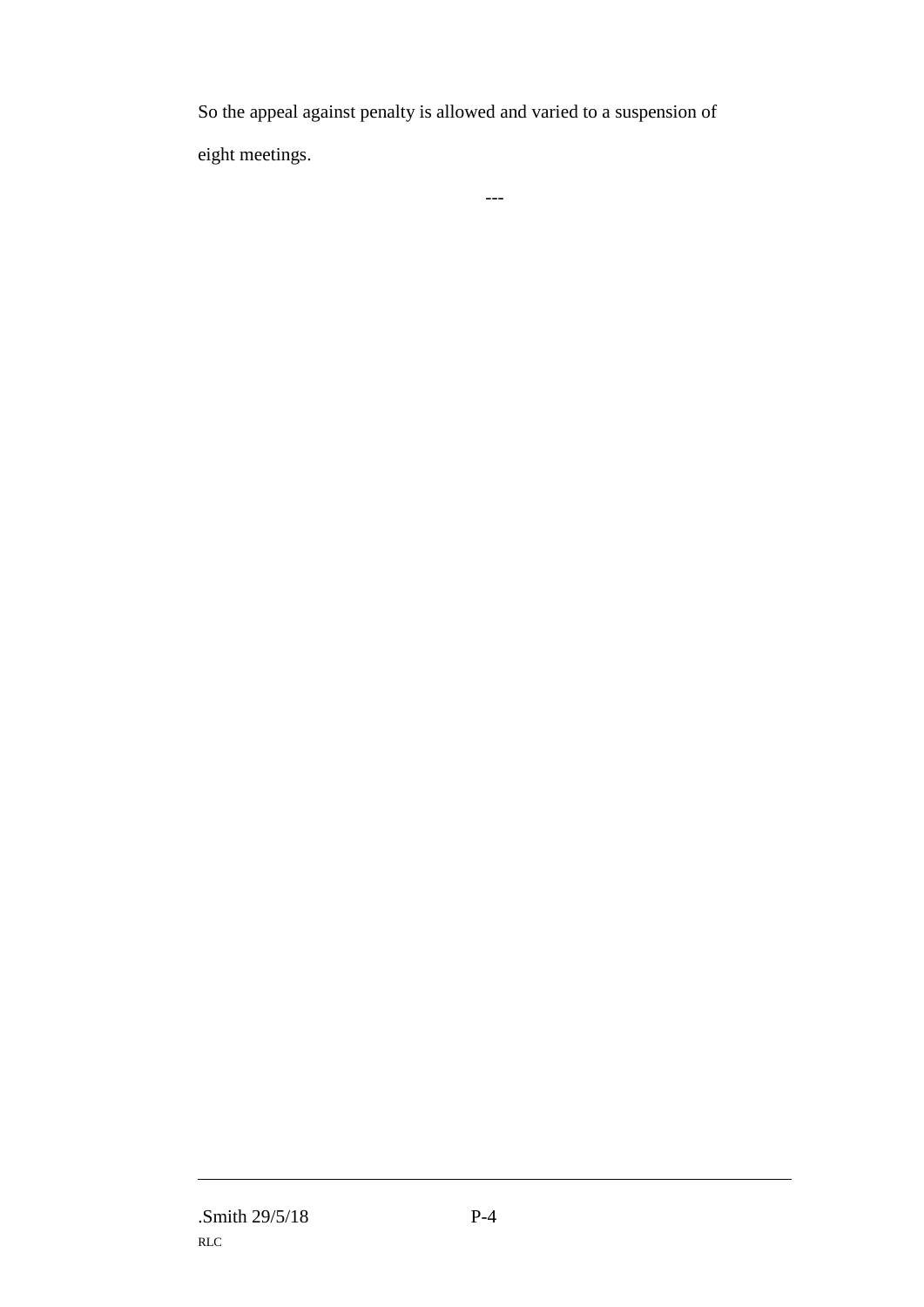So the appeal against penalty is allowed and varied to a suspension of eight meetings.

---